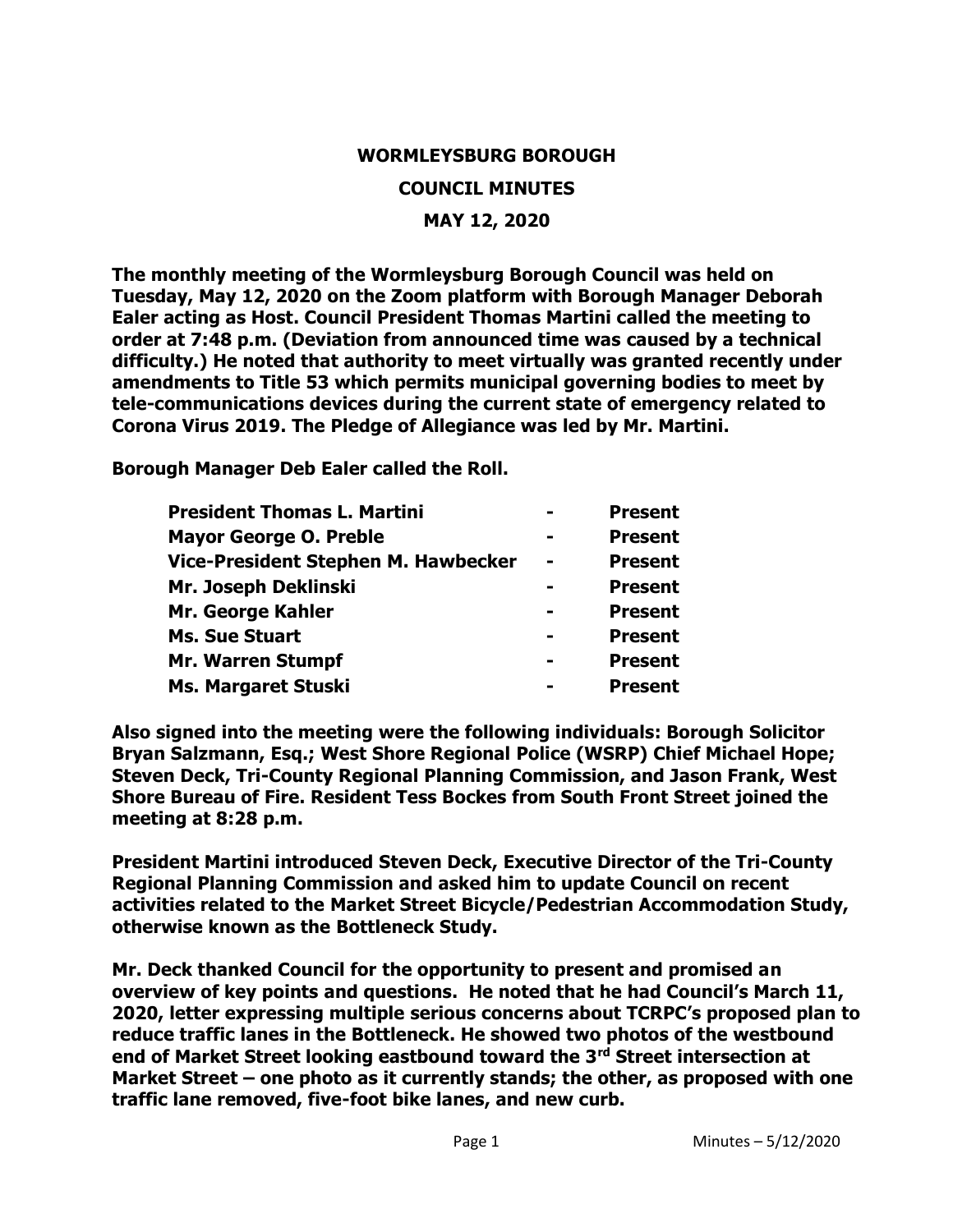# WORMLEYSBURG BOROUGH

## COUNCIL MINUTES

## MAY 12, 2020

**The monthly meeting of the Wormleysburg Borough Council was held on Tuesday, May 12, 2020 on the Zoom platform with Borough Manager Deborah Ealer acting as Host. Council President Thomas Martini called the meeting to order at 7:48 p.m. (Deviation from announced time was caused by a technical difficulty.) He noted that authority to meet virtually was granted recently under amendments to Title 53 which permits municipal governing bodies to meet by tele-communications devices during the current state of emergency related to Corona Virus 2019. The Pledge of Allegiance was led by Mr. Martini.**

**Borough Manager Deb Ealer called the Roll.**

| | | |
|---|---|---|
| **President Thomas L. Martini** | **-** | **Present** |
| **Mayor George O. Preble** | **-** | **Present** |
| **Vice-President Stephen M. Hawbecker** | **-** | **Present** |
| **Mr. Joseph Deklinski** | **-** | **Present** |
| **Mr. George Kahler** | **-** | **Present** |
| **Ms. Sue Stuart** | **-** | **Present** |
| **Mr. Warren Stumpf** | **-** | **Present** |
| **Ms. Margaret Stuski** | **-** | **Present** |

**Also signed into the meeting were the following individuals: Borough Solicitor Bryan Salzmann, Esq.; West Shore Regional Police (WSRP) Chief Michael Hope; Steven Deck, Tri-County Regional Planning Commission, and Jason Frank, West Shore Bureau of Fire. Resident Tess Bockes from South Front Street joined the meeting at 8:28 p.m.**

**President Martini introduced Steven Deck, Executive Director of the Tri-County Regional Planning Commission and asked him to update Council on recent activities related to the Market Street Bicycle/Pedestrian Accommodation Study, otherwise known as the Bottleneck Study.**

**Mr. Deck thanked Council for the opportunity to present and promised an overview of key points and questions. He noted that he had Council's March 11, 2020, letter expressing multiple serious concerns about TCRPC's proposed plan to reduce traffic lanes in the Bottleneck. He showed two photos of the westbound end of Market Street looking eastbound toward the 3rd Street intersection at Market Street – one photo as it currently stands; the other, as proposed with one traffic lane removed, five-foot bike lanes, and new curb.**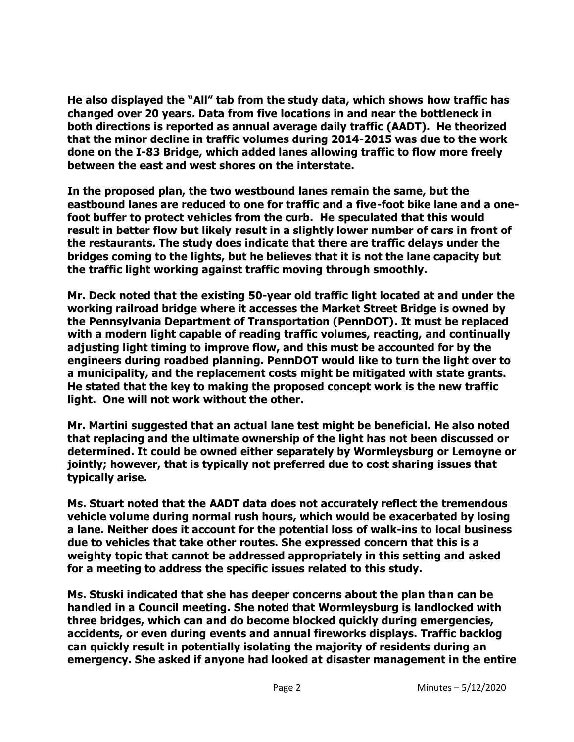**He also displayed the "All" tab from the study data, which shows how traffic has changed over 20 years. Data from five locations in and near the bottleneck in both directions is reported as annual average daily traffic (AADT). He theorized that the minor decline in traffic volumes during 2014-2015 was due to the work done on the I-83 Bridge, which added lanes allowing traffic to flow more freely between the east and west shores on the interstate.**

**In the proposed plan, the two westbound lanes remain the same, but the eastbound lanes are reduced to one for traffic and a five-foot bike lane and a one-foot buffer to protect vehicles from the curb. He speculated that this would result in better flow but likely result in a slightly lower number of cars in front of the restaurants. The study does indicate that there are traffic delays under the bridges coming to the lights, but he believes that it is not the lane capacity but the traffic light working against traffic moving through smoothly.**

**Mr. Deck noted that the existing 50-year old traffic light located at and under the working railroad bridge where it accesses the Market Street Bridge is owned by the Pennsylvania Department of Transportation (PennDOT). It must be replaced with a modern light capable of reading traffic volumes, reacting, and continually adjusting light timing to improve flow, and this must be accounted for by the engineers during roadbed planning. PennDOT would like to turn the light over to a municipality, and the replacement costs might be mitigated with state grants. He stated that the key to making the proposed concept work is the new traffic light. One will not work without the other.**

**Mr. Martini suggested that an actual lane test might be beneficial. He also noted that replacing and the ultimate ownership of the light has not been discussed or determined. It could be owned either separately by Wormleysburg or Lemoyne or jointly; however, that is typically not preferred due to cost sharing issues that typically arise.**

**Ms. Stuart noted that the AADT data does not accurately reflect the tremendous vehicle volume during normal rush hours, which would be exacerbated by losing a lane. Neither does it account for the potential loss of walk-ins to local business due to vehicles that take other routes. She expressed concern that this is a weighty topic that cannot be addressed appropriately in this setting and asked for a meeting to address the specific issues related to this study.**

**Ms. Stuski indicated that she has deeper concerns about the plan than can be handled in a Council meeting. She noted that Wormleysburg is landlocked with three bridges, which can and do become blocked quickly during emergencies, accidents, or even during events and annual fireworks displays. Traffic backlog can quickly result in potentially isolating the majority of residents during an emergency. She asked if anyone had looked at disaster management in the entire**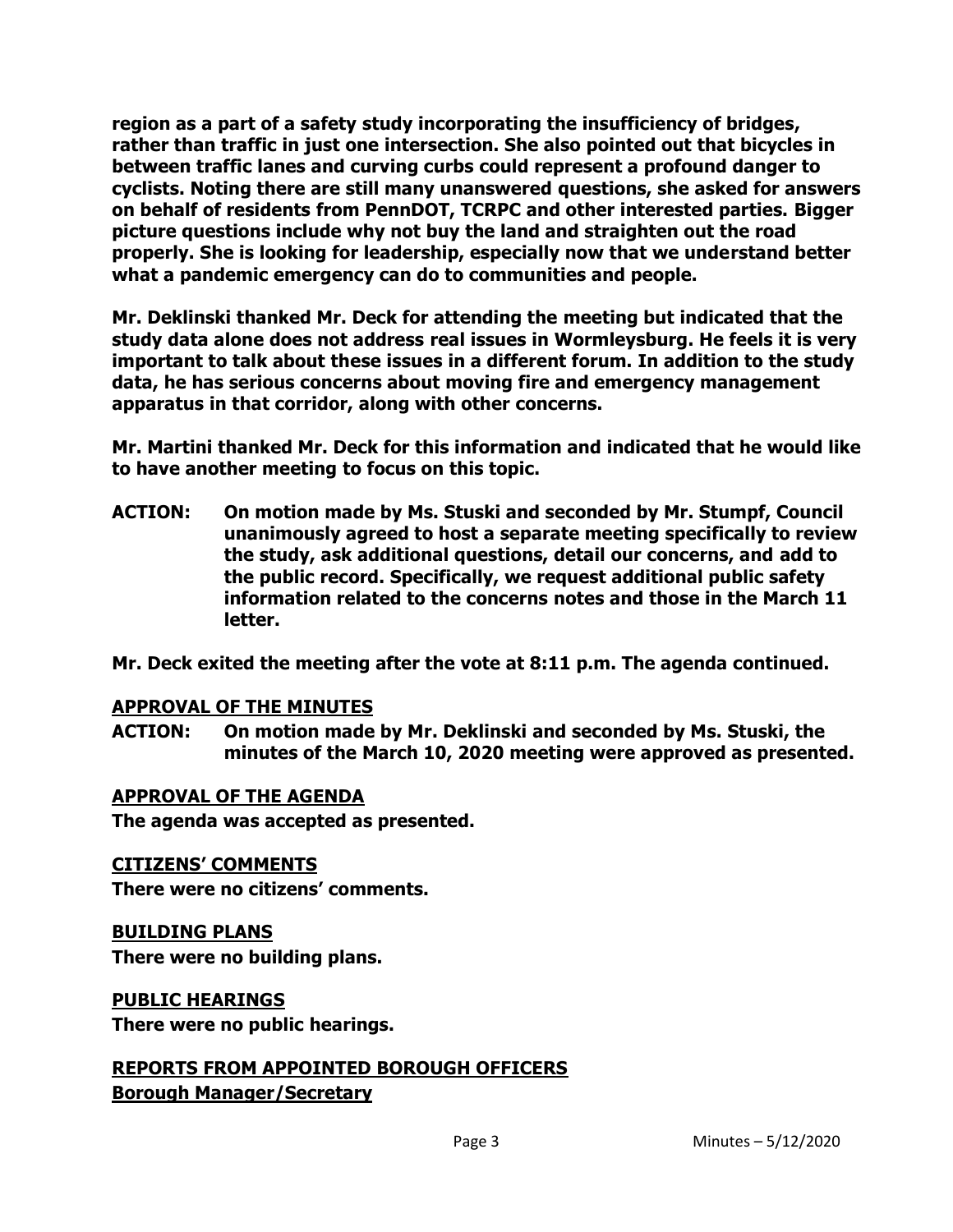**region as a part of a safety study incorporating the insufficiency of bridges, rather than traffic in just one intersection. She also pointed out that bicycles in between traffic lanes and curving curbs could represent a profound danger to cyclists. Noting there are still many unanswered questions, she asked for answers on behalf of residents from PennDOT, TCRPC and other interested parties. Bigger picture questions include why not buy the land and straighten out the road properly. She is looking for leadership, especially now that we understand better what a pandemic emergency can do to communities and people.**

**Mr. Deklinski thanked Mr. Deck for attending the meeting but indicated that the study data alone does not address real issues in Wormleysburg. He feels it is very important to talk about these issues in a different forum. In addition to the study data, he has serious concerns about moving fire and emergency management apparatus in that corridor, along with other concerns.**

**Mr. Martini thanked Mr. Deck for this information and indicated that he would like to have another meeting to focus on this topic.**

**ACTION: On motion made by Ms. Stuski and seconded by Mr. Stumpf, Council unanimously agreed to host a separate meeting specifically to review the study, ask additional questions, detail our concerns, and add to the public record. Specifically, we request additional public safety information related to the concerns notes and those in the March 11 letter.**

**Mr. Deck exited the meeting after the vote at 8:11 p.m. The agenda continued.**

## APPROVAL OF THE MINUTES

**ACTION: On motion made by Mr. Deklinski and seconded by Ms. Stuski, the minutes of the March 10, 2020 meeting were approved as presented.**

## APPROVAL OF THE AGENDA

**The agenda was accepted as presented.**

## CITIZENS' COMMENTS

**There were no citizens' comments.**

## BUILDING PLANS

**There were no building plans.**

## PUBLIC HEARINGS

**There were no public hearings.**

## REPORTS FROM APPOINTED BOROUGH OFFICERS

### Borough Manager/Secretary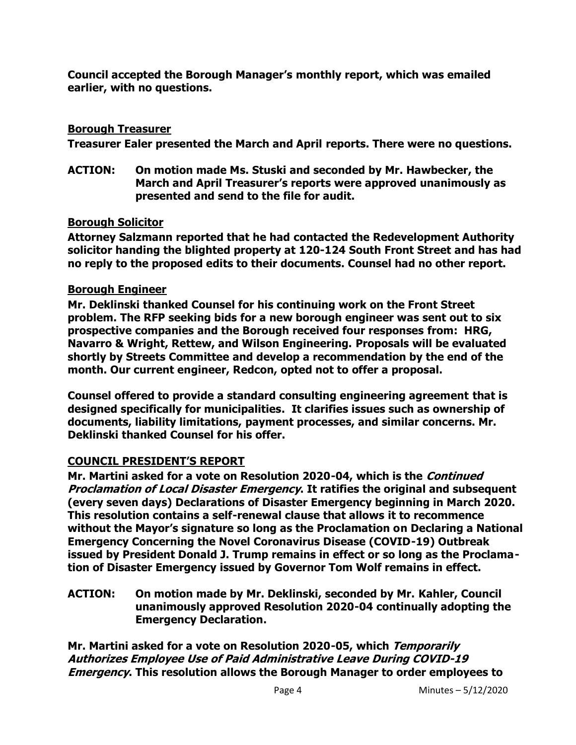**Council accepted the Borough Manager's monthly report, which was emailed earlier, with no questions.**

## Borough Treasurer

**Treasurer Ealer presented the March and April reports. There were no questions.**

**ACTION: On motion made Ms. Stuski and seconded by Mr. Hawbecker, the March and April Treasurer's reports were approved unanimously as presented and send to the file for audit.**

## Borough Solicitor

**Attorney Salzmann reported that he had contacted the Redevelopment Authority solicitor handing the blighted property at 120-124 South Front Street and has had no reply to the proposed edits to their documents. Counsel had no other report.**

## Borough Engineer

**Mr. Deklinski thanked Counsel for his continuing work on the Front Street problem. The RFP seeking bids for a new borough engineer was sent out to six prospective companies and the Borough received four responses from: HRG, Navarro & Wright, Rettew, and Wilson Engineering. Proposals will be evaluated shortly by Streets Committee and develop a recommendation by the end of the month. Our current engineer, Redcon, opted not to offer a proposal.**

**Counsel offered to provide a standard consulting engineering agreement that is designed specifically for municipalities. It clarifies issues such as ownership of documents, liability limitations, payment processes, and similar concerns. Mr. Deklinski thanked Counsel for his offer.**

## COUNCIL PRESIDENT'S REPORT

**Mr. Martini asked for a vote on Resolution 2020-04, which is the *Continued Proclamation of Local Disaster Emergency*. It ratifies the original and subsequent (every seven days) Declarations of Disaster Emergency beginning in March 2020. This resolution contains a self-renewal clause that allows it to recommence without the Mayor's signature so long as the Proclamation on Declaring a National Emergency Concerning the Novel Coronavirus Disease (COVID-19) Outbreak issued by President Donald J. Trump remains in effect or so long as the Proclamation of Disaster Emergency issued by Governor Tom Wolf remains in effect.**

**ACTION: On motion made by Mr. Deklinski, seconded by Mr. Kahler, Council unanimously approved Resolution 2020-04 continually adopting the Emergency Declaration.**

**Mr. Martini asked for a vote on Resolution 2020-05, which *Temporarily Authorizes Employee Use of Paid Administrative Leave During COVID-19 Emergency*. This resolution allows the Borough Manager to order employees to**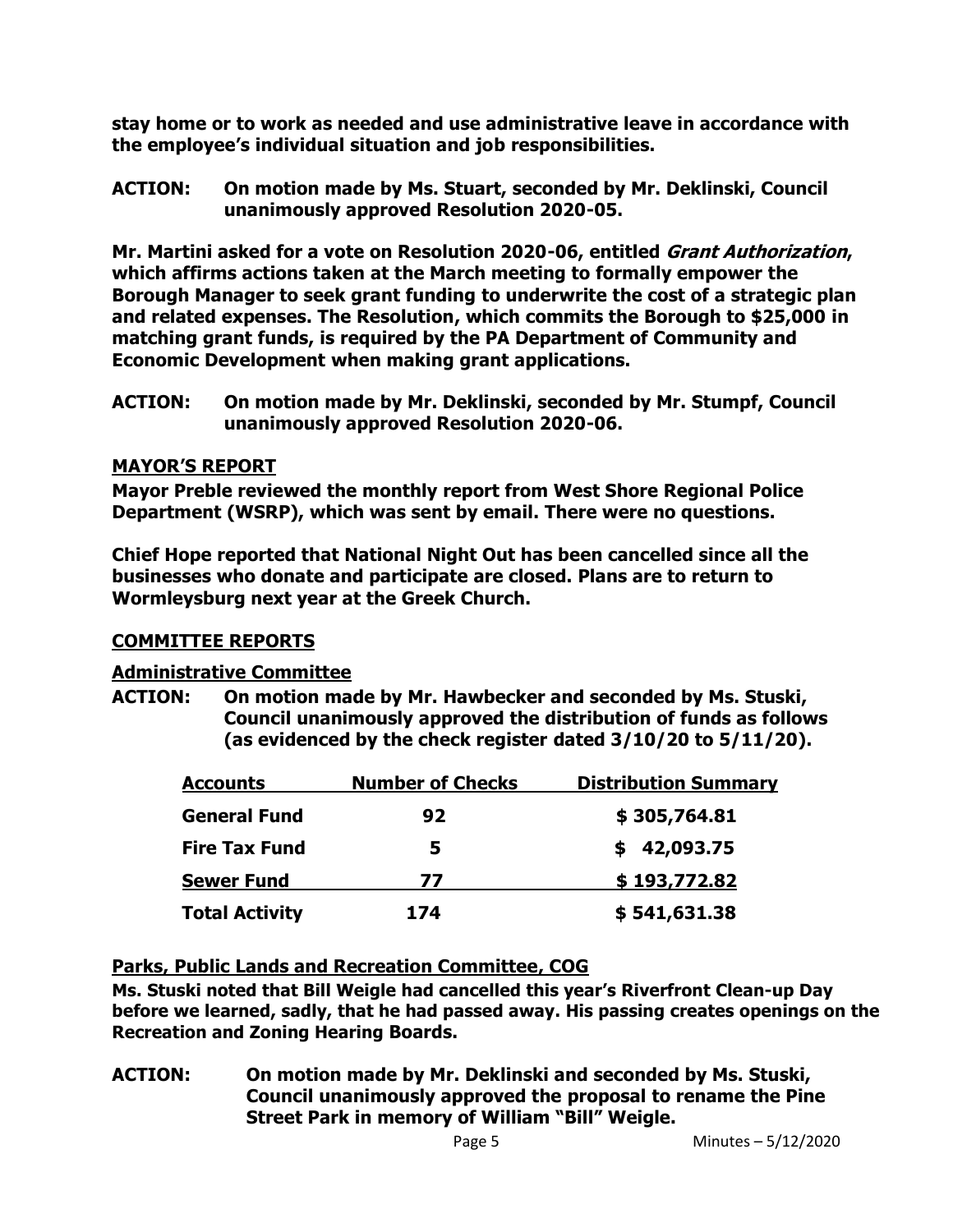**stay home or to work as needed and use administrative leave in accordance with the employee's individual situation and job responsibilities.**

**ACTION: On motion made by Ms. Stuart, seconded by Mr. Deklinski, Council unanimously approved Resolution 2020-05.**

**Mr. Martini asked for a vote on Resolution 2020-06, entitled *Grant Authorization*, which affirms actions taken at the March meeting to formally empower the Borough Manager to seek grant funding to underwrite the cost of a strategic plan and related expenses. The Resolution, which commits the Borough to $25,000 in matching grant funds, is required by the PA Department of Community and Economic Development when making grant applications.**

**ACTION: On motion made by Mr. Deklinski, seconded by Mr. Stumpf, Council unanimously approved Resolution 2020-06.**

## MAYOR'S REPORT

**Mayor Preble reviewed the monthly report from West Shore Regional Police Department (WSRP), which was sent by email. There were no questions.**

**Chief Hope reported that National Night Out has been cancelled since all the businesses who donate and participate are closed. Plans are to return to Wormleysburg next year at the Greek Church.**

## COMMITTEE REPORTS

### Administrative Committee

**ACTION: On motion made by Mr. Hawbecker and seconded by Ms. Stuski, Council unanimously approved the distribution of funds as follows (as evidenced by the check register dated 3/10/20 to 5/11/20).**

| Accounts | Number of Checks | Distribution Summary |
|---|---|---|
| General Fund | 92 | $ 305,764.81 |
| Fire Tax Fund | 5 | $ 42,093.75 |
| Sewer Fund | 77 | $ 193,772.82 |
| Total Activity | 174 | $ 541,631.38 |

### Parks, Public Lands and Recreation Committee, COG

**Ms. Stuski noted that Bill Weigle had cancelled this year's Riverfront Clean-up Day before we learned, sadly, that he had passed away. His passing creates openings on the Recreation and Zoning Hearing Boards.**

**ACTION: On motion made by Mr. Deklinski and seconded by Ms. Stuski, Council unanimously approved the proposal to rename the Pine Street Park in memory of William "Bill" Weigle.**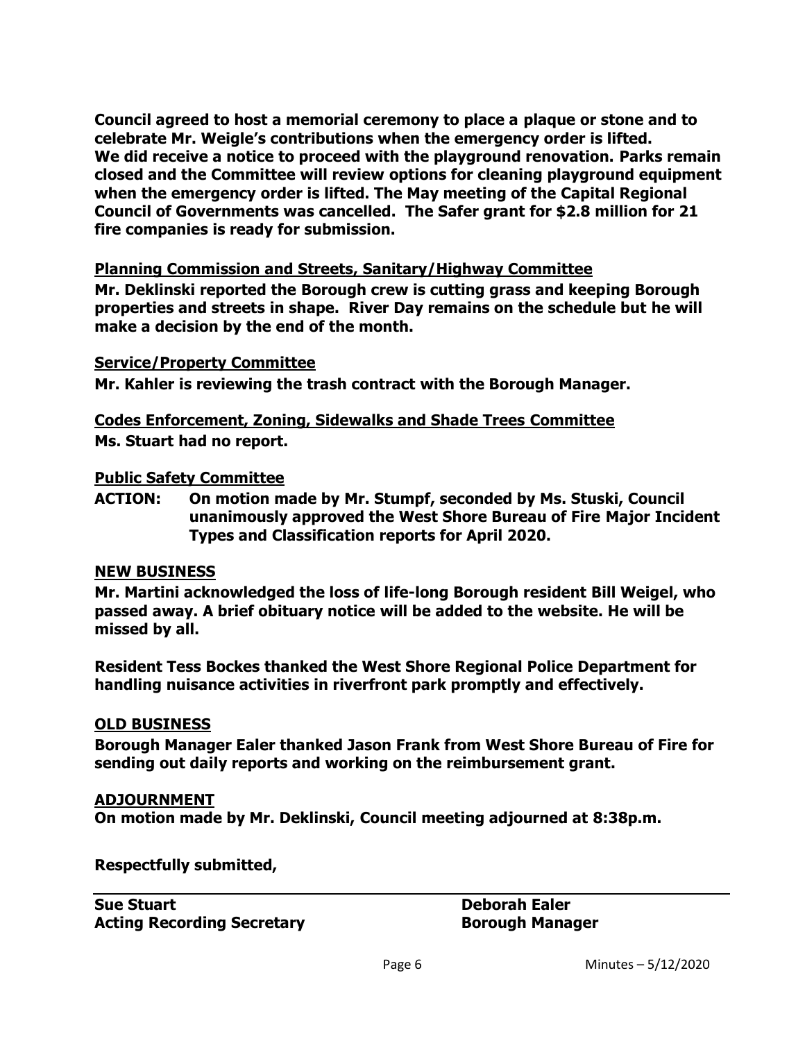**Council agreed to host a memorial ceremony to place a plaque or stone and to celebrate Mr. Weigle's contributions when the emergency order is lifted. We did receive a notice to proceed with the playground renovation. Parks remain closed and the Committee will review options for cleaning playground equipment when the emergency order is lifted. The May meeting of the Capital Regional Council of Governments was cancelled. The Safer grant for $2.8 million for 21 fire companies is ready for submission.**

**Planning Commission and Streets, Sanitary/Highway Committee**

**Mr. Deklinski reported the Borough crew is cutting grass and keeping Borough properties and streets in shape. River Day remains on the schedule but he will make a decision by the end of the month.**

**Service/Property Committee**

**Mr. Kahler is reviewing the trash contract with the Borough Manager.**

**Codes Enforcement, Zoning, Sidewalks and Shade Trees Committee**

**Ms. Stuart had no report.**

**Public Safety Committee**

**ACTION: On motion made by Mr. Stumpf, seconded by Ms. Stuski, Council unanimously approved the West Shore Bureau of Fire Major Incident Types and Classification reports for April 2020.**

**NEW BUSINESS**

**Mr. Martini acknowledged the loss of life-long Borough resident Bill Weigel, who passed away. A brief obituary notice will be added to the website. He will be missed by all.**

**Resident Tess Bockes thanked the West Shore Regional Police Department for handling nuisance activities in riverfront park promptly and effectively.**

**OLD BUSINESS**

**Borough Manager Ealer thanked Jason Frank from West Shore Bureau of Fire for sending out daily reports and working on the reimbursement grant.**

**ADJOURNMENT**

**On motion made by Mr. Deklinski, Council meeting adjourned at 8:38p.m.**

**Respectfully submitted,**

| **Sue Stuart** | **Deborah Ealer** |
|---|---|
| **Acting Recording Secretary** | **Borough Manager** |

Minutes – 5/12/2020